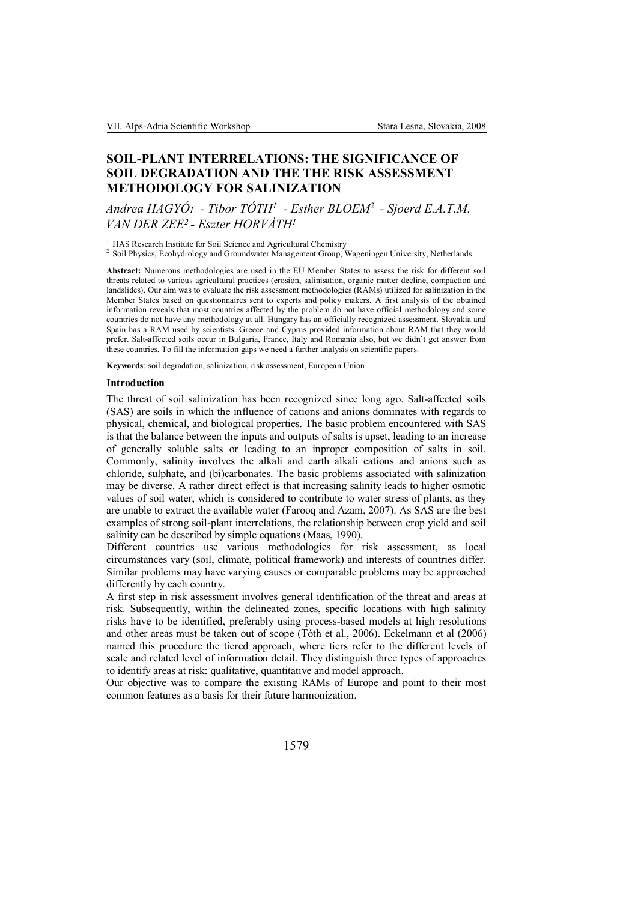# SOIL-PLANT INTERRELATIONS: THE SIGNIFICANCE OF SOIL DEGRADATION AND THE THE RISK ASSESSMENT METHODOLOGY FOR SALINIZATION

*Andrea HAGYÓ[1] - Tibor TÓTH[1] - Esther BLOEM[2] - Sjoerd E.A.T.M. VAN DER ZEE[2] - Eszter HORVÁTH[1]*

[1] HAS Research Institute for Soil Science and Agricultural Chemistry
[2] Soil Physics, Ecohydrology and Groundwater Management Group, Wageningen University, Netherlands

**Abstract:** Numerous methodologies are used in the EU Member States to assess the risk for different soil threats related to various agricultural practices (erosion, salinisation, organic matter decline, compaction and landslides). Our aim was to evaluate the risk assessment methodologies (RAMs) utilized for salinization in the Member States based on questionnaires sent to experts and policy makers. A first analysis of the obtained information reveals that most countries affected by the problem do not have official methodology and some countries do not have any methodology at all. Hungary has an officially recognized assessment. Slovakia and Spain has a RAM used by scientists. Greece and Cyprus provided information about RAM that they would prefer. Salt-affected soils occur in Bulgaria, France, Italy and Romania also, but we didn't get answer from these countries. To fill the information gaps we need a further analysis on scientific papers.

**Keywords**: soil degradation, salinization, risk assessment, European Union

## Introduction

The threat of soil salinization has been recognized since long ago. Salt-affected soils (SAS) are soils in which the influence of cations and anions dominates with regards to physical, chemical, and biological properties. The basic problem encountered with SAS is that the balance between the inputs and outputs of salts is upset, leading to an increase of generally soluble salts or leading to an inproper composition of salts in soil. Commonly, salinity involves the alkali and earth alkali cations and anions such as chloride, sulphate, and (bi)carbonates. The basic problems associated with salinization may be diverse. A rather direct effect is that increasing salinity leads to higher osmotic values of soil water, which is considered to contribute to water stress of plants, as they are unable to extract the available water (Farooq and Azam, 2007). As SAS are the best examples of strong soil-plant interrelations, the relationship between crop yield and soil salinity can be described by simple equations (Maas, 1990).

Different countries use various methodologies for risk assessment, as local circumstances vary (soil, climate, political framework) and interests of countries differ. Similar problems may have varying causes or comparable problems may be approached differently by each country.

A first step in risk assessment involves general identification of the threat and areas at risk. Subsequently, within the delineated zones, specific locations with high salinity risks have to be identified, preferably using process-based models at high resolutions and other areas must be taken out of scope (Tóth et al., 2006). Eckelmann et al (2006) named this procedure the tiered approach, where tiers refer to the different levels of scale and related level of information detail. They distinguish three types of approaches to identify areas at risk: qualitative, quantitative and model approach.

Our objective was to compare the existing RAMs of Europe and point to their most common features as a basis for their future harmonization.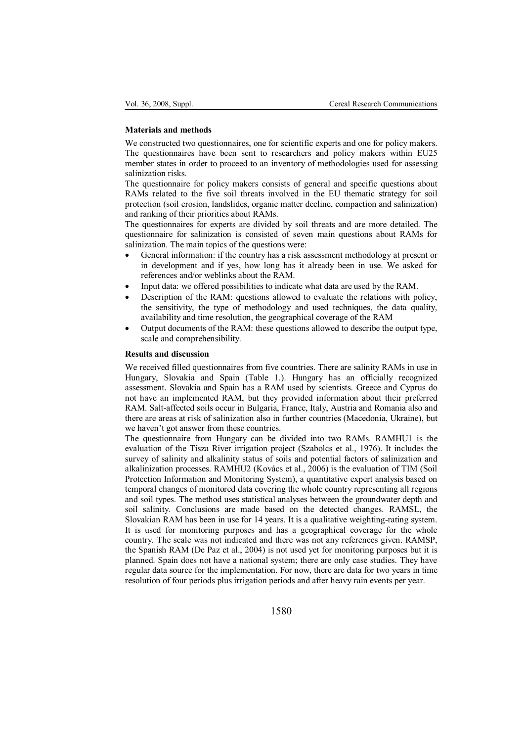**Materials and methods**

We constructed two questionnaires, one for scientific experts and one for policy makers. The questionnaires have been sent to researchers and policy makers within EU25 member states in order to proceed to an inventory of methodologies used for assessing salinization risks.

The questionnaire for policy makers consists of general and specific questions about RAMs related to the five soil threats involved in the EU thematic strategy for soil protection (soil erosion, landslides, organic matter decline, compaction and salinization) and ranking of their priorities about RAMs.

The questionnaires for experts are divided by soil threats and are more detailed. The questionnaire for salinization is consisted of seven main questions about RAMs for salinization. The main topics of the questions were:

- General information: if the country has a risk assessment methodology at present or in development and if yes, how long has it already been in use. We asked for references and/or weblinks about the RAM.
- Input data: we offered possibilities to indicate what data are used by the RAM.
- Description of the RAM: questions allowed to evaluate the relations with policy, the sensitivity, the type of methodology and used techniques, the data quality, availability and time resolution, the geographical coverage of the RAM
- Output documents of the RAM: these questions allowed to describe the output type, scale and comprehensibility.

**Results and discussion**

We received filled questionnaires from five countries. There are salinity RAMs in use in Hungary, Slovakia and Spain (Table 1.). Hungary has an officially recognized assessment. Slovakia and Spain has a RAM used by scientists. Greece and Cyprus do not have an implemented RAM, but they provided information about their preferred RAM. Salt-affected soils occur in Bulgaria, France, Italy, Austria and Romania also and there are areas at risk of salinization also in further countries (Macedonia, Ukraine), but we haven't got answer from these countries.

The questionnaire from Hungary can be divided into two RAMs. RAMHU1 is the evaluation of the Tisza River irrigation project (Szabolcs et al., 1976). It includes the survey of salinity and alkalinity status of soils and potential factors of salinization and alkalinization processes. RAMHU2 (Kovács et al., 2006) is the evaluation of TIM (Soil Protection Information and Monitoring System), a quantitative expert analysis based on temporal changes of monitored data covering the whole country representing all regions and soil types. The method uses statistical analyses between the groundwater depth and soil salinity. Conclusions are made based on the detected changes. RAMSL, the Slovakian RAM has been in use for 14 years. It is a qualitative weighting-rating system. It is used for monitoring purposes and has a geographical coverage for the whole country. The scale was not indicated and there was not any references given. RAMSP, the Spanish RAM (De Paz et al., 2004) is not used yet for monitoring purposes but it is planned. Spain does not have a national system; there are only case studies. They have regular data source for the implementation. For now, there are data for two years in time resolution of four periods plus irrigation periods and after heavy rain events per year.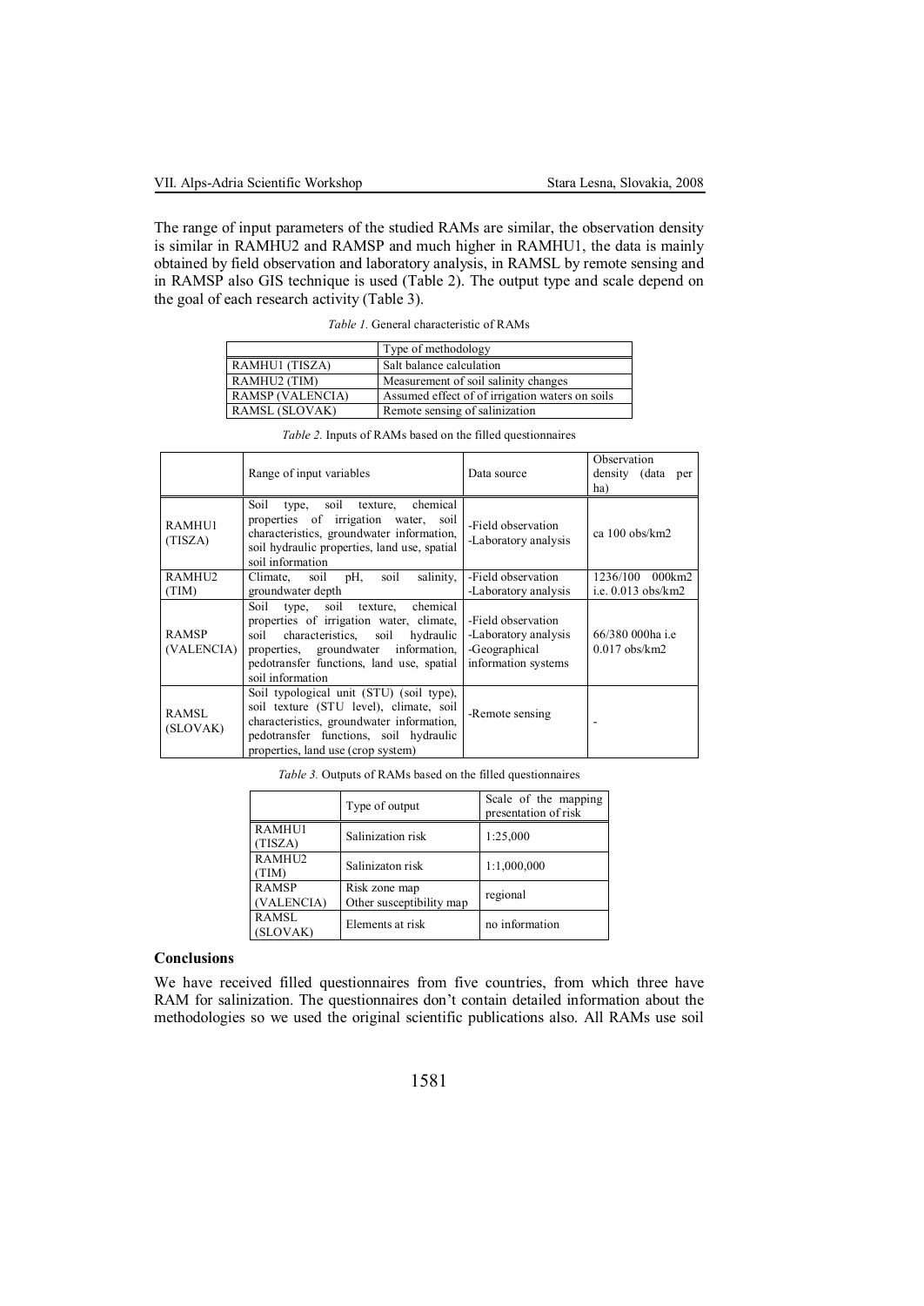The range of input parameters of the studied RAMs are similar, the observation density is similar in RAMHU2 and RAMSP and much higher in RAMHU1, the data is mainly obtained by field observation and laboratory analysis, in RAMSL by remote sensing and in RAMSP also GIS technique is used (Table 2). The output type and scale depend on the goal of each research activity (Table 3).

*Table 1.* General characteristic of RAMs

| | Type of methodology |
|---|---|
| RAMHU1 (TISZA) | Salt balance calculation |
| RAMHU2 (TIM) | Measurement of soil salinity changes |
| RAMSP (VALENCIA) | Assumed effect of of irrigation waters on soils |
| RAMSL (SLOVAK) | Remote sensing of salinization |

*Table 2.* Inputs of RAMs based on the filled questionnaires

| | Range of input variables | Data source | Observation density (data per ha) |
|---|---|---|---|
| RAMHU1 (TISZA) | Soil type, soil texture, chemical properties of irrigation water, soil characteristics, groundwater information, soil hydraulic properties, land use, spatial soil information | -Field observation<br>-Laboratory analysis | ca 100 obs/km2 |
| RAMHU2 (TIM) | Climate, soil pH, soil salinity, groundwater depth | -Field observation<br>-Laboratory analysis | 1236/100 000km2 i.e. 0.013 obs/km2 |
| RAMSP (VALENCIA) | Soil type, soil texture, chemical properties of irrigation water, climate, soil characteristics, soil hydraulic properties, groundwater information, pedotransfer functions, land use, spatial soil information | -Field observation<br>-Laboratory analysis<br>-Geographical information systems | 66/380 000ha i.e 0.017 obs/km2 |
| RAMSL (SLOVAK) | Soil typological unit (STU) (soil type), soil texture (STU level), climate, soil characteristics, groundwater information, pedotransfer functions, soil hydraulic properties, land use (crop system) | -Remote sensing | - |

*Table 3.* Outputs of RAMs based on the filled questionnaires

| | Type of output | Scale of the mapping presentation of risk |
|---|---|---|
| RAMHU1 (TISZA) | Salinization risk | 1:25,000 |
| RAMHU2 (TIM) | Salinizaton risk | 1:1,000,000 |
| RAMSP (VALENCIA) | Risk zone map<br>Other susceptibility map | regional |
| RAMSL (SLOVAK) | Elements at risk | no information |

**Conclusions**

We have received filled questionnaires from five countries, from which three have RAM for salinization. The questionnaires don't contain detailed information about the methodologies so we used the original scientific publications also. All RAMs use soil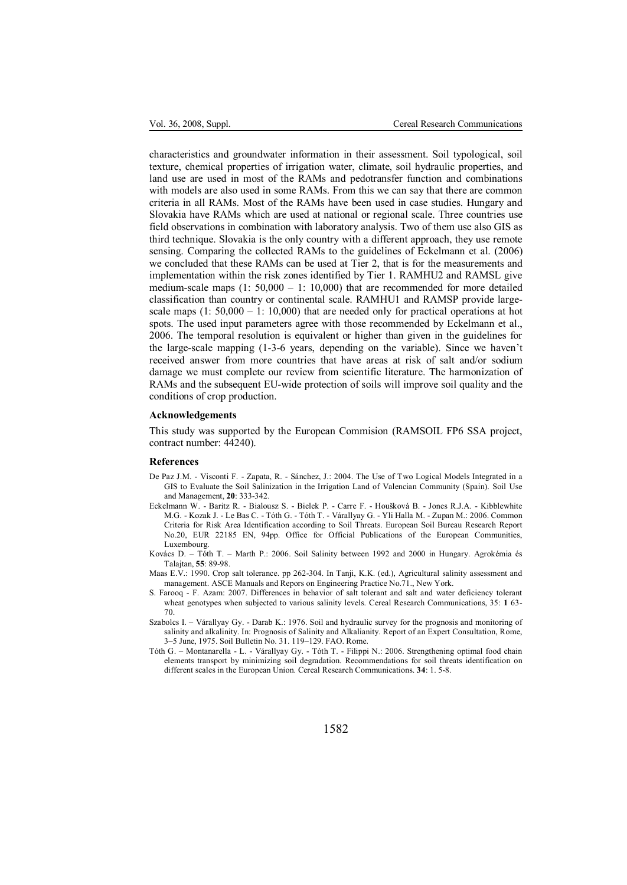characteristics and groundwater information in their assessment. Soil typological, soil texture, chemical properties of irrigation water, climate, soil hydraulic properties, and land use are used in most of the RAMs and pedotransfer function and combinations with models are also used in some RAMs. From this we can say that there are common criteria in all RAMs. Most of the RAMs have been used in case studies. Hungary and Slovakia have RAMs which are used at national or regional scale. Three countries use field observations in combination with laboratory analysis. Two of them use also GIS as third technique. Slovakia is the only country with a different approach, they use remote sensing. Comparing the collected RAMs to the guidelines of Eckelmann et al. (2006) we concluded that these RAMs can be used at Tier 2, that is for the measurements and implementation within the risk zones identified by Tier 1. RAMHU2 and RAMSL give medium-scale maps (1: 50,000 – 1: 10,000) that are recommended for more detailed classification than country or continental scale. RAMHU1 and RAMSP provide large-scale maps (1: 50,000 – 1: 10,000) that are needed only for practical operations at hot spots. The used input parameters agree with those recommended by Eckelmann et al., 2006. The temporal resolution is equivalent or higher than given in the guidelines for the large-scale mapping (1-3-6 years, depending on the variable). Since we haven't received answer from more countries that have areas at risk of salt and/or sodium damage we must complete our review from scientific literature. The harmonization of RAMs and the subsequent EU-wide protection of soils will improve soil quality and the conditions of crop production.

### Acknowledgements

This study was supported by the European Commision (RAMSOIL FP6 SSA project, contract number: 44240).

### References

De Paz J.M. - Visconti F. - Zapata, R. - Sánchez, J.: 2004. The Use of Two Logical Models Integrated in a GIS to Evaluate the Soil Salinization in the Irrigation Land of Valencian Community (Spain). Soil Use and Management, **20**: 333-342.

Eckelmann W. - Baritz R. - Bialousz S. - Bielek P. - Carre F. - Houšková B. - Jones R.J.A. - Kibblewhite M.G. - Kozak J. - Le Bas C. - Tóth G. - Tóth T. - Várallyay G. - Yli Halla M. - Zupan M.: 2006. Common Criteria for Risk Area Identification according to Soil Threats. European Soil Bureau Research Report No.20, EUR 22185 EN, 94pp. Office for Official Publications of the European Communities, Luxembourg.

Kovács D. – Tóth T. – Marth P.: 2006. Soil Salinity between 1992 and 2000 in Hungary. Agrokémia és Talajtan, **55**: 89-98.

Maas E.V.: 1990. Crop salt tolerance. pp 262-304. In Tanji, K.K. (ed.), Agricultural salinity assessment and management. ASCE Manuals and Repors on Engineering Practice No.71., New York.

S. Farooq - F. Azam: 2007. Differences in behavior of salt tolerant and salt and water deficiency tolerant wheat genotypes when subjected to various salinity levels. Cereal Research Communications, 35: **1** 63-70.

Szabolcs I. – Várallyay Gy. - Darab K.: 1976. Soil and hydraulic survey for the prognosis and monitoring of salinity and alkalinity. In: Prognosis of Salinity and Alkalianity. Report of an Expert Consultation, Rome, 3–5 June, 1975. Soil Bulletin No. 31. 119–129. FAO. Rome.

Tóth G. – Montanarella - L. - Várallyay Gy. - Tóth T. - Filippi N.: 2006. Strengthening optimal food chain elements transport by minimizing soil degradation. Recommendations for soil threats identification on different scales in the European Union. Cereal Research Communications. **34**: 1. 5-8.